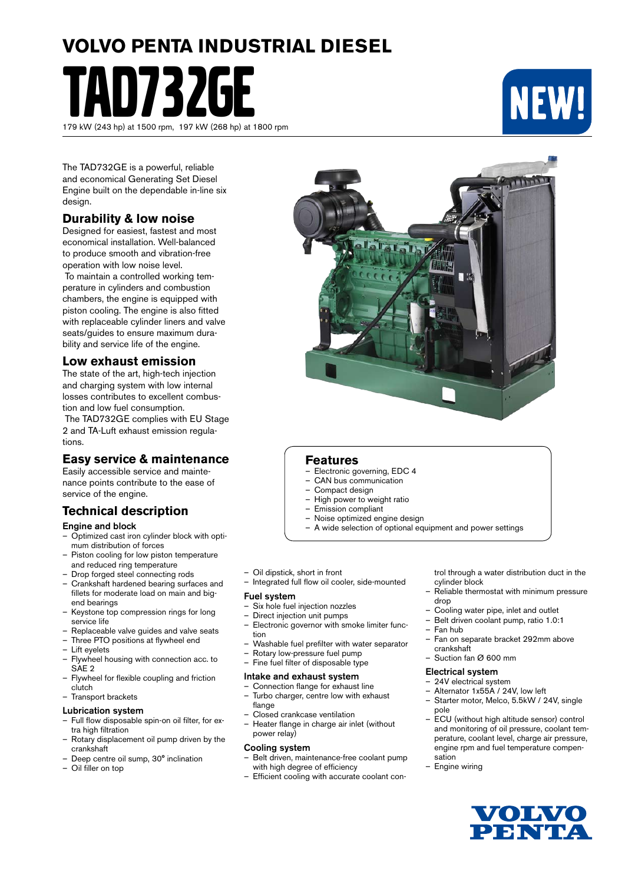# VOLVO PENTA INDUSTRIAL DIESEL

# TAD732GE

179 kW (243 hp) at 1500 rpm, 197 kW (268 hp) at 1800 rpm

NEW!

The TAD732GE is a powerful, reliable and economical Generating Set Diesel Engine built on the dependable in-line six design.

## Durability & low noise

Designed for easiest, fastest and most economical installation. Well-balanced to produce smooth and vibration-free operation with low noise level.

To maintain a controlled working temperature in cylinders and combustion chambers, the engine is equipped with piston cooling. The engine is also fitted with replaceable cylinder liners and valve seats/guides to ensure maximum durability and service life of the engine.

## Low exhaust emission

The state of the art, high-tech injection and charging system with low internal losses contributes to excellent combustion and low fuel consumption.

The TAD732GE complies with EU Stage 2 and TA-Luft exhaust emission regulations.

## Easy service & maintenance

Easily accessible service and maintenance points contribute to the ease of service of the engine.

## Features

- Electronic governing, EDC 4
- CAN bus communication
- Compact design
- High power to weight ratio
- Emission compliant
- Noise optimized engine design
- A wide selection of optional equipment and power settings

## Technical description

### Engine and block

- Optimized cast iron cylinder block with optimum distribution of forces
- Piston cooling for low piston temperature and reduced ring temperature
- Drop forged steel connecting rods
- Crankshaft hardened bearing surfaces and fillets for moderate load on main and big-end bearings
- Keystone top compression rings for long service life
- Replaceable valve guides and valve seats
- Three PTO positions at flywheel end
- Lift eyelets
- Flywheel housing with connection acc. to SAE 2
- Flywheel for flexible coupling and friction clutch
- Transport brackets

### Lubrication system

- Full flow disposable spin-on oil filter, for extra high filtration
- Rotary displacement oil pump driven by the crankshaft
- Deep centre oil sump, 30° inclination
- Oil filler on top
- Oil dipstick, short in front
- Integrated full flow oil cooler, side-mounted

### Fuel system

- Six hole fuel injection nozzles
- Direct injection unit pumps
- Electronic governor with smoke limiter function
- Washable fuel prefilter with water separator
- Rotary low-pressure fuel pump
- Fine fuel filter of disposable type

### Intake and exhaust system

- Connection flange for exhaust line
- Turbo charger, centre low with exhaust flange
- Closed crankcase ventilation
- Heater flange in charge air inlet (without power relay)

### Cooling system

- Belt driven, maintenance-free coolant pump with high degree of efficiency
- Efficient cooling with accurate coolant control through a water distribution duct in the cylinder block
- Reliable thermostat with minimum pressure drop
- Cooling water pipe, inlet and outlet
- Belt driven coolant pump, ratio 1.0:1
- Fan hub
- Fan on separate bracket 292mm above crankshaft
- Suction fan Ø 600 mm

### Electrical system

- 24V electrical system
- Alternator 1x55A / 24V, low left
- Starter motor, Melco, 5.5kW / 24V, single pole
- ECU (without high altitude sensor) control and monitoring of oil pressure, coolant temperature, coolant level, charge air pressure, engine rpm and fuel temperature compensation
- Engine wiring

VOLVO PENTA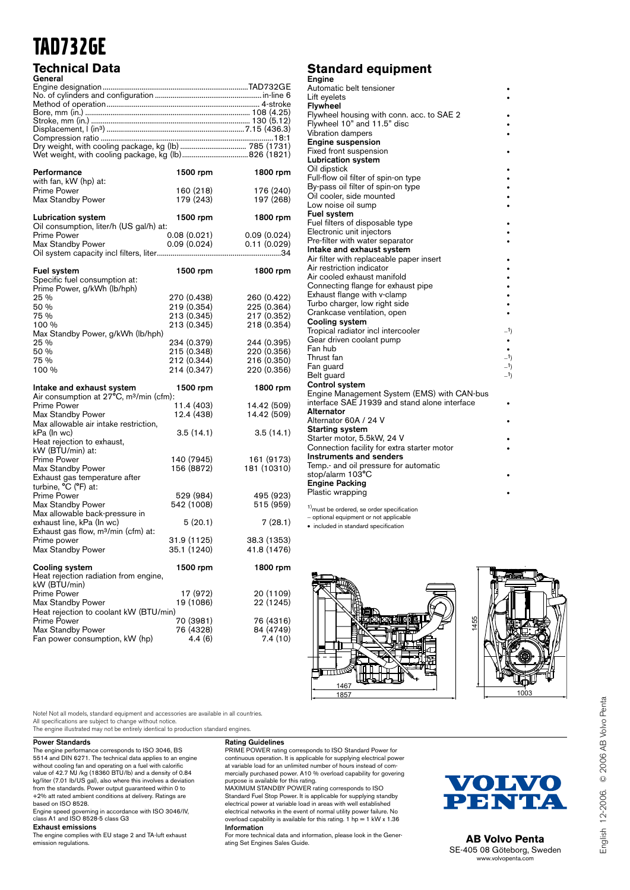# TAD732GE

## Technical Data

### General

| | |
|---|---|
| Engine designation | TAD732GE |
| No. of cylinders and configuration | in-line 6 |
| Method of operation | 4-stroke |
| Bore, mm (in.) | 108 (4.25) |
| Stroke, mm (in.) | 130 (5.12) |
| Displacement, l (in³) | 7.15 (436.3) |
| Compression ratio | 18:1 |
| Dry weight, with cooling package, kg (lb) | 785 (1731) |
| Wet weight, with cooling package, kg (lb) | 826 (1821) |

| **Performance** | **1500 rpm** | **1800 rpm** |
|---|---|---|
| with fan, kW (hp) at: | | |
| Prime Power | 160 (218) | 176 (240) |
| Max Standby Power | 179 (243) | 197 (268) |

| **Lubrication system** | **1500 rpm** | **1800 rpm** |
|---|---|---|
| Oil consumption, liter/h (US gal/h) at: | | |
| Prime Power | 0.08 (0.021) | 0.09 (0.024) |
| Max Standby Power | 0.09 (0.024) | 0.11 (0.029) |
| Oil system capacity incl filters, liter | | 34 |

| **Fuel system** | **1500 rpm** | **1800 rpm** |
|---|---|---|
| Specific fuel consumption at: | | |
| Prime Power, g/kWh (lb/hph) | | |
| 25 % | 270 (0.438) | 260 (0.422) |
| 50 % | 219 (0.354) | 225 (0.364) |
| 75 % | 213 (0.345) | 217 (0.352) |
| 100 % | 213 (0.345) | 218 (0.354) |
| Max Standby Power, g/kWh (lb/hph) | | |
| 25 % | 234 (0.379) | 244 (0.395) |
| 50 % | 215 (0.348) | 220 (0.356) |
| 75 % | 212 (0.344) | 216 (0.350) |
| 100 % | 214 (0.347) | 220 (0.356) |

| **Intake and exhaust system** | **1500 rpm** | **1800 rpm** |
|---|---|---|
| Air consumption at 27°C, m³/min (cfm): | | |
| Prime Power | 11.4 (403) | 14.42 (509) |
| Max Standby Power | 12.4 (438) | 14.42 (509) |
| Max allowable air intake restriction, kPa (In wc) | 3.5 (14.1) | 3.5 (14.1) |
| Heat rejection to exhaust, kW (BTU/min) at: | | |
| Prime Power | 140 (7945) | 161 (9173) |
| Max Standby Power | 156 (8872) | 181 (10310) |
| Exhaust gas temperature after turbine, °C (°F) at: | | |
| Prime Power | 529 (984) | 495 (923) |
| Max Standby Power | 542 (1008) | 515 (959) |
| Max allowable back-pressure in exhaust line, kPa (In wc) | 5 (20.1) | 7 (28.1) |
| Exhaust gas flow, m³/min (cfm) at: | | |
| Prime power | 31.9 (1125) | 38.3 (1353) |
| Max Standby Power | 35.1 (1240) | 41.8 (1476) |

| **Cooling system** | **1500 rpm** | **1800 rpm** |
|---|---|---|
| Heat rejection radiation from engine, kW (BTU/min) | | |
| Prime Power | 17 (972) | 20 (1109) |
| Max Standby Power | 19 (1086) | 22 (1245) |
| Heat rejection to coolant kW (BTU/min) | | |
| Prime Power | 70 (3981) | 76 (4316) |
| Max Standby Power | 76 (4328) | 84 (4749) |
| Fan power consumption, kW (hp) | 4.4 (6) | 7.4 (10) |

## Standard equipment

| | |
|---|---|
| **Engine** | |
| Automatic belt tensioner | • |
| Lift eyelets | • |
| **Flywheel** | |
| Flywheel housing with conn. acc. to SAE 2 | • |
| Flywheel 10" and 11.5" disc | • |
| Vibration dampers | • |
| **Engine suspension** | |
| Fixed front suspension | • |
| **Lubrication system** | |
| Oil dipstick | • |
| Full-flow oil filter of spin-on type | • |
| By-pass oil filter of spin-on type | • |
| Oil cooler, side mounted | • |
| Low noise oil sump | • |
| **Fuel system** | |
| Fuel filters of disposable type | • |
| Electronic unit injectors | • |
| Pre-filter with water separator | • |
| **Intake and exhaust system** | |
| Air filter with replaceable paper insert | • |
| Air restriction indicator | • |
| Air cooled exhaust manifold | • |
| Connecting flange for exhaust pipe | • |
| Exhaust flange with v-clamp | • |
| Turbo charger, low right side | • |
| Crankcase ventilation, open | • |
| **Cooling system** | |
| Tropical radiator incl intercooler | –1) |
| Gear driven coolant pump | • |
| Fan hub | • |
| Thrust fan | –1) |
| Fan guard | –1) |
| Belt guard | –1) |
| **Control system** | |
| Engine Management System (EMS) with CAN-bus interface SAE J1939 and stand alone interface | • |
| **Alternator** | |
| Alternator 60A / 24 V | • |
| **Starting system** | |
| Starter motor, 5.5kW, 24 V | • |
| Connection facility for extra starter motor | • |
| **Instruments and senders** | |
| Temp.- and oil pressure for automatic stop/alarm 103°C | • |
| **Engine Packing** | |
| Plastic wrapping | • |

1) must be ordered, se order specification
– optional equipment or not applicable
• included in standard specification

1455
1467
1857
1003

Note! Not all models, standard equipment and accessories are available in all countries.
All specifications are subject to change without notice.
The engine illustrated may not be entirely identical to production standard engines.

### Power Standards

The engine performance corresponds to ISO 3046, BS 5514 and DIN 6271. The technical data applies to an engine without cooling fan and operating on a fuel with calorific value of 42.7 MJ /kg (18360 BTU/lb) and a density of 0.84 kg/liter (7.01 lb/US gal), also where this involves a deviation from the standards. Power output guaranteed within 0 to +2% att rated ambient conditions at delivery. Ratings are based on ISO 8528.

Engine speed governing in accordance with ISO 3046/IV, class A1 and ISO 8528-5 class G3

### Exhaust emissions

The engine complies with EU stage 2 and TA-luft exhaust emission regulations.

### Rating Guidelines

PRIME POWER rating corresponds to ISO Standard Power for continuous operation. It is applicable for supplying electrical power at variable load for an unlimited number of hours instead of commercially purchased power. A10 % overload capability for governing purpose is available for this rating.

MAXIMUM STANDBY POWER rating corresponds to ISO Standard Fuel Stop Power. It is applicable for supplying standby electrical power at variable load in areas with well established electrical networks in the event of normal utility power failure. No overload capability is available for this rating. 1 hp = 1 kW x 1.36

### Information

For more technical data and information, please look in the Generating Set Engines Sales Guide.

VOLVO PENTA

**AB Volvo Penta**
SE-405 08 Göteborg, Sweden
www.volvopenta.com

English 12-2006. © 2006 AB Volvo Penta